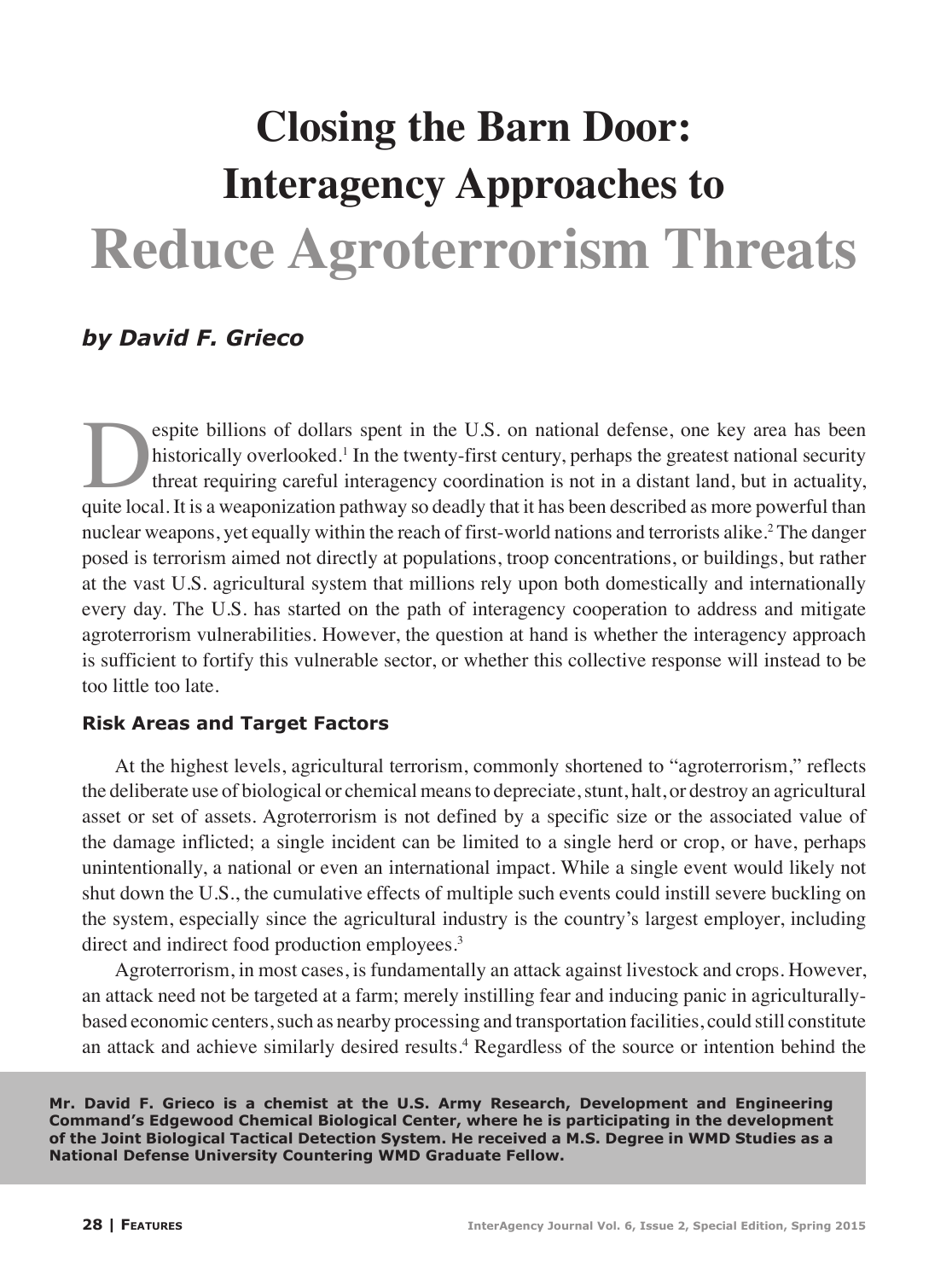# Closing the Barn Door: Interagency Approaches to Reduce Agroterrorism Threats

*by David F. Grieco*

Despite billions of dollars spent in the U.S. on national defense, one key area has been historically overlooked.[1] In the twenty-first century, perhaps the greatest national security threat requiring careful interagency coordination is not in a distant land, but in actuality, quite local. It is a weaponization pathway so deadly that it has been described as more powerful than nuclear weapons, yet equally within the reach of first-world nations and terrorists alike.[2] The danger posed is terrorism aimed not directly at populations, troop concentrations, or buildings, but rather at the vast U.S. agricultural system that millions rely upon both domestically and internationally every day. The U.S. has started on the path of interagency cooperation to address and mitigate agroterrorism vulnerabilities. However, the question at hand is whether the interagency approach is sufficient to fortify this vulnerable sector, or whether this collective response will instead to be too little too late.

### Risk Areas and Target Factors

At the highest levels, agricultural terrorism, commonly shortened to "agroterrorism," reflects the deliberate use of biological or chemical means to depreciate, stunt, halt, or destroy an agricultural asset or set of assets. Agroterrorism is not defined by a specific size or the associated value of the damage inflicted; a single incident can be limited to a single herd or crop, or have, perhaps unintentionally, a national or even an international impact. While a single event would likely not shut down the U.S., the cumulative effects of multiple such events could instill severe buckling on the system, especially since the agricultural industry is the country's largest employer, including direct and indirect food production employees.[3]

Agroterrorism, in most cases, is fundamentally an attack against livestock and crops. However, an attack need not be targeted at a farm; merely instilling fear and inducing panic in agriculturally-based economic centers, such as nearby processing and transportation facilities, could still constitute an attack and achieve similarly desired results.[4] Regardless of the source or intention behind the

**Mr. David F. Grieco is a chemist at the U.S. Army Research, Development and Engineering Command's Edgewood Chemical Biological Center, where he is participating in the development of the Joint Biological Tactical Detection System. He received a M.S. Degree in WMD Studies as a National Defense University Countering WMD Graduate Fellow.**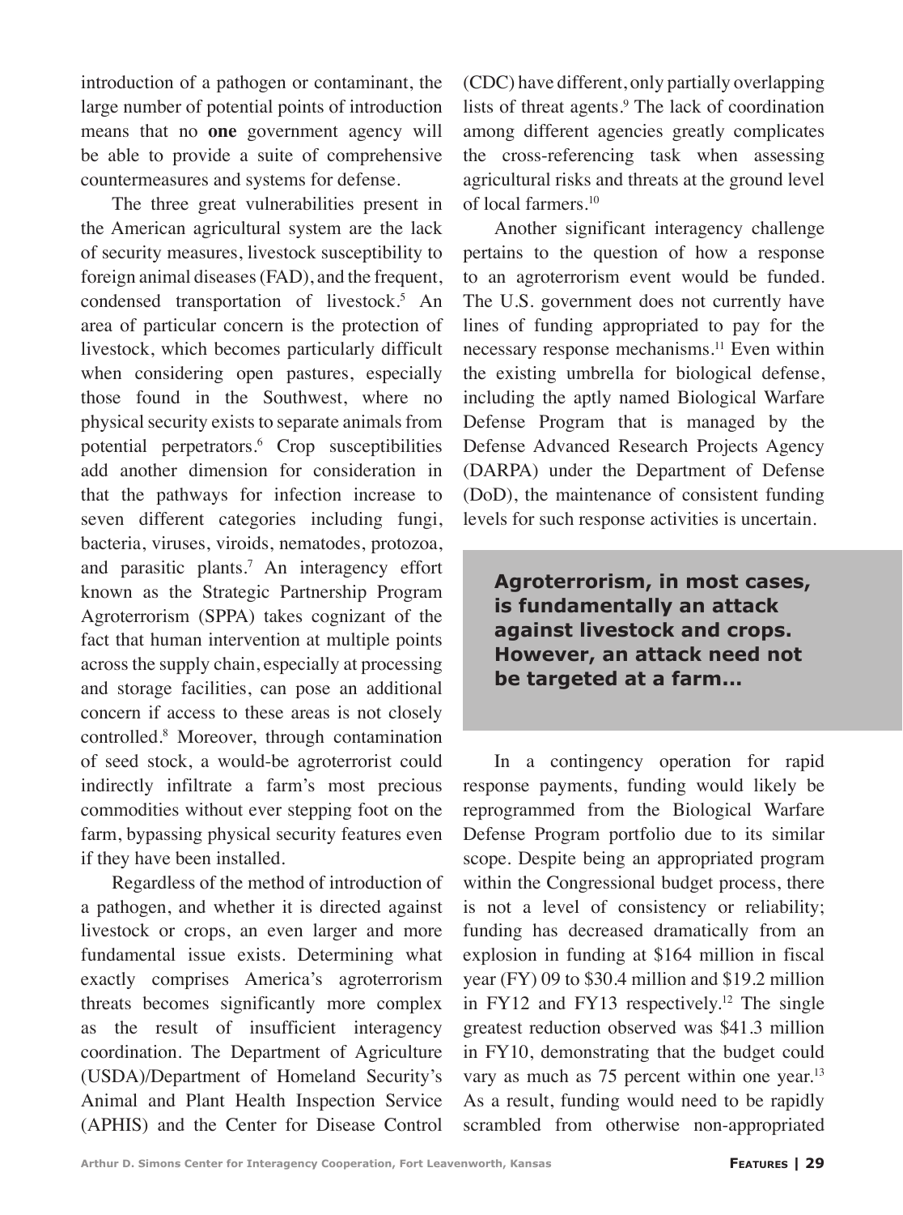introduction of a pathogen or contaminant, the large number of potential points of introduction means that no **one** government agency will be able to provide a suite of comprehensive countermeasures and systems for defense.

The three great vulnerabilities present in the American agricultural system are the lack of security measures, livestock susceptibility to foreign animal diseases (FAD), and the frequent, condensed transportation of livestock.[5] An area of particular concern is the protection of livestock, which becomes particularly difficult when considering open pastures, especially those found in the Southwest, where no physical security exists to separate animals from potential perpetrators.[6] Crop susceptibilities add another dimension for consideration in that the pathways for infection increase to seven different categories including fungi, bacteria, viruses, viroids, nematodes, protozoa, and parasitic plants.[7] An interagency effort known as the Strategic Partnership Program Agroterrorism (SPPA) takes cognizant of the fact that human intervention at multiple points across the supply chain, especially at processing and storage facilities, can pose an additional concern if access to these areas is not closely controlled.[8] Moreover, through contamination of seed stock, a would-be agroterrorist could indirectly infiltrate a farm's most precious commodities without ever stepping foot on the farm, bypassing physical security features even if they have been installed.

Regardless of the method of introduction of a pathogen, and whether it is directed against livestock or crops, an even larger and more fundamental issue exists. Determining what exactly comprises America's agroterrorism threats becomes significantly more complex as the result of insufficient interagency coordination. The Department of Agriculture (USDA)/Department of Homeland Security's Animal and Plant Health Inspection Service (APHIS) and the Center for Disease Control (CDC) have different, only partially overlapping lists of threat agents.[9] The lack of coordination among different agencies greatly complicates the cross-referencing task when assessing agricultural risks and threats at the ground level of local farmers.[10]

Another significant interagency challenge pertains to the question of how a response to an agroterrorism event would be funded. The U.S. government does not currently have lines of funding appropriated to pay for the necessary response mechanisms.[11] Even within the existing umbrella for biological defense, including the aptly named Biological Warfare Defense Program that is managed by the Defense Advanced Research Projects Agency (DARPA) under the Department of Defense (DoD), the maintenance of consistent funding levels for such response activities is uncertain.

> **Agroterrorism, in most cases, is fundamentally an attack against livestock and crops. However, an attack need not be targeted at a farm...**

In a contingency operation for rapid response payments, funding would likely be reprogrammed from the Biological Warfare Defense Program portfolio due to its similar scope. Despite being an appropriated program within the Congressional budget process, there is not a level of consistency or reliability; funding has decreased dramatically from an explosion in funding at $164 million in fiscal year (FY) 09 to $30.4 million and $19.2 million in FY12 and FY13 respectively.[12] The single greatest reduction observed was $41.3 million in FY10, demonstrating that the budget could vary as much as 75 percent within one year.[13] As a result, funding would need to be rapidly scrambled from otherwise non-appropriated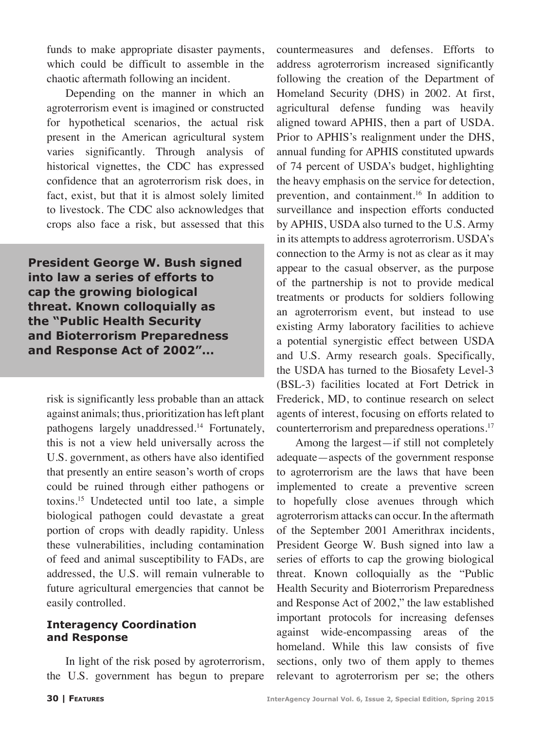funds to make appropriate disaster payments, which could be difficult to assemble in the chaotic aftermath following an incident.

Depending on the manner in which an agroterrorism event is imagined or constructed for hypothetical scenarios, the actual risk present in the American agricultural system varies significantly. Through analysis of historical vignettes, the CDC has expressed confidence that an agroterrorism risk does, in fact, exist, but that it is almost solely limited to livestock. The CDC also acknowledges that crops also face a risk, but assessed that this risk is significantly less probable than an attack against animals; thus, prioritization has left plant pathogens largely unaddressed.[14] Fortunately, this is not a view held universally across the U.S. government, as others have also identified that presently an entire season's worth of crops could be ruined through either pathogens or toxins.[15] Undetected until too late, a simple biological pathogen could devastate a great portion of crops with deadly rapidity. Unless these vulnerabilities, including contamination of feed and animal susceptibility to FADs, are addressed, the U.S. will remain vulnerable to future agricultural emergencies that cannot be easily controlled.

**President George W. Bush signed into law a series of efforts to cap the growing biological threat. Known colloquially as the "Public Health Security and Bioterrorism Preparedness and Response Act of 2002"...**

### Interagency Coordination and Response

In light of the risk posed by agroterrorism, the U.S. government has begun to prepare countermeasures and defenses. Efforts to address agroterrorism increased significantly following the creation of the Department of Homeland Security (DHS) in 2002. At first, agricultural defense funding was heavily aligned toward APHIS, then a part of USDA. Prior to APHIS's realignment under the DHS, annual funding for APHIS constituted upwards of 74 percent of USDA's budget, highlighting the heavy emphasis on the service for detection, prevention, and containment.[16] In addition to surveillance and inspection efforts conducted by APHIS, USDA also turned to the U.S. Army in its attempts to address agroterrorism. USDA's connection to the Army is not as clear as it may appear to the casual observer, as the purpose of the partnership is not to provide medical treatments or products for soldiers following an agroterrorism event, but instead to use existing Army laboratory facilities to achieve a potential synergistic effect between USDA and U.S. Army research goals. Specifically, the USDA has turned to the Biosafety Level-3 (BSL-3) facilities located at Fort Detrick in Frederick, MD, to continue research on select agents of interest, focusing on efforts related to counterterrorism and preparedness operations.[17]

Among the largest—if still not completely adequate—aspects of the government response to agroterrorism are the laws that have been implemented to create a preventive screen to hopefully close avenues through which agroterrorism attacks can occur. In the aftermath of the September 2001 Amerithrax incidents, President George W. Bush signed into law a series of efforts to cap the growing biological threat. Known colloquially as the "Public Health Security and Bioterrorism Preparedness and Response Act of 2002," the law established important protocols for increasing defenses against wide-encompassing areas of the homeland. While this law consists of five sections, only two of them apply to themes relevant to agroterrorism per se; the others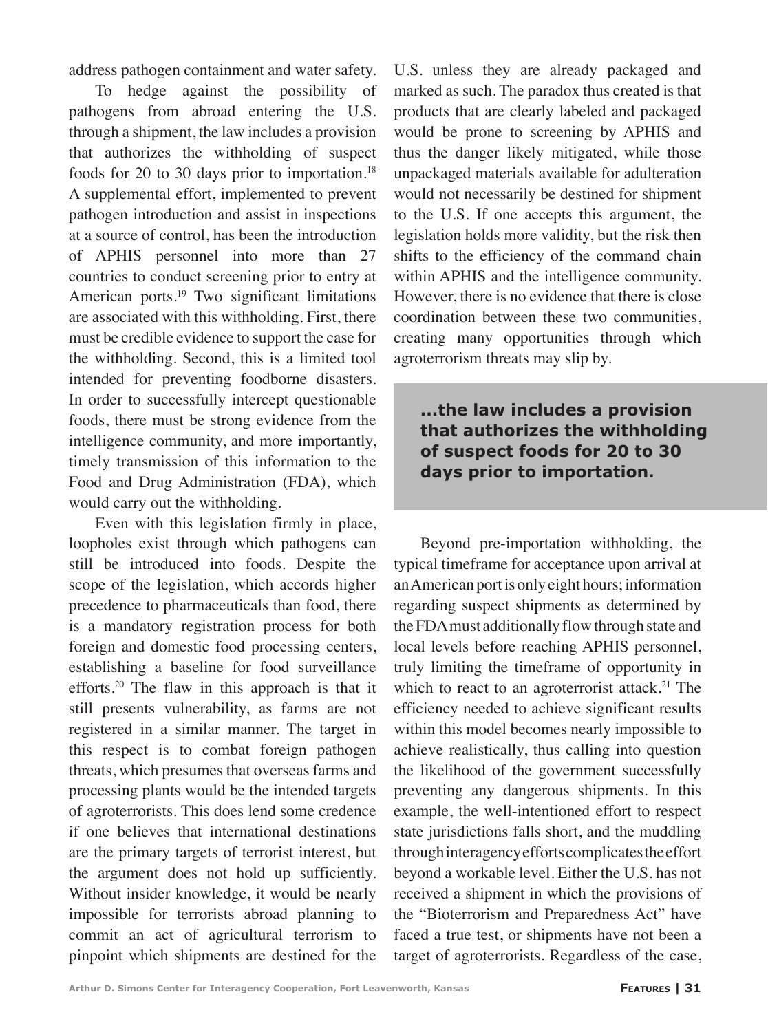address pathogen containment and water safety.

To hedge against the possibility of pathogens from abroad entering the U.S. through a shipment, the law includes a provision that authorizes the withholding of suspect foods for 20 to 30 days prior to importation.[18] A supplemental effort, implemented to prevent pathogen introduction and assist in inspections at a source of control, has been the introduction of APHIS personnel into more than 27 countries to conduct screening prior to entry at American ports.[19] Two significant limitations are associated with this withholding. First, there must be credible evidence to support the case for the withholding. Second, this is a limited tool intended for preventing foodborne disasters. In order to successfully intercept questionable foods, there must be strong evidence from the intelligence community, and more importantly, timely transmission of this information to the Food and Drug Administration (FDA), which would carry out the withholding.

Even with this legislation firmly in place, loopholes exist through which pathogens can still be introduced into foods. Despite the scope of the legislation, which accords higher precedence to pharmaceuticals than food, there is a mandatory registration process for both foreign and domestic food processing centers, establishing a baseline for food surveillance efforts.[20] The flaw in this approach is that it still presents vulnerability, as farms are not registered in a similar manner. The target in this respect is to combat foreign pathogen threats, which presumes that overseas farms and processing plants would be the intended targets of agroterrorists. This does lend some credence if one believes that international destinations are the primary targets of terrorist interest, but the argument does not hold up sufficiently. Without insider knowledge, it would be nearly impossible for terrorists abroad planning to commit an act of agricultural terrorism to pinpoint which shipments are destined for the U.S. unless they are already packaged and marked as such. The paradox thus created is that products that are clearly labeled and packaged would be prone to screening by APHIS and thus the danger likely mitigated, while those unpackaged materials available for adulteration would not necessarily be destined for shipment to the U.S. If one accepts this argument, the legislation holds more validity, but the risk then shifts to the efficiency of the command chain within APHIS and the intelligence community. However, there is no evidence that there is close coordination between these two communities, creating many opportunities through which agroterrorism threats may slip by.

> **...the law includes a provision that authorizes the withholding of suspect foods for 20 to 30 days prior to importation.**

Beyond pre-importation withholding, the typical timeframe for acceptance upon arrival at an American port is only eight hours; information regarding suspect shipments as determined by the FDA must additionally flow through state and local levels before reaching APHIS personnel, truly limiting the timeframe of opportunity in which to react to an agroterrorist attack.[21] The efficiency needed to achieve significant results within this model becomes nearly impossible to achieve realistically, thus calling into question the likelihood of the government successfully preventing any dangerous shipments. In this example, the well-intentioned effort to respect state jurisdictions falls short, and the muddling through interagency efforts complicates the effort beyond a workable level. Either the U.S. has not received a shipment in which the provisions of the "Bioterrorism and Preparedness Act" have faced a true test, or shipments have not been a target of agroterrorists. Regardless of the case,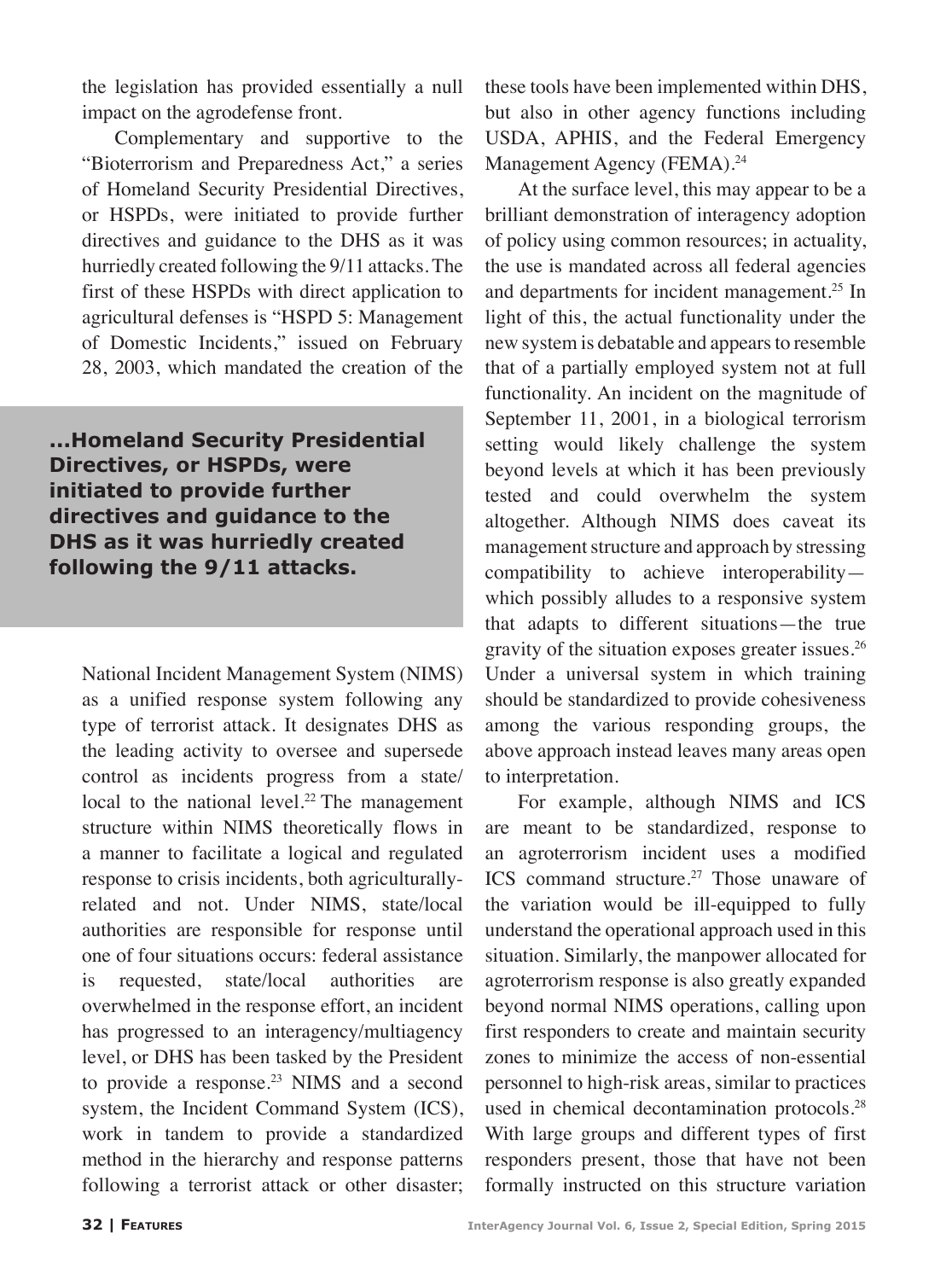the legislation has provided essentially a null impact on the agrodefense front.

Complementary and supportive to the "Bioterrorism and Preparedness Act," a series of Homeland Security Presidential Directives, or HSPDs, were initiated to provide further directives and guidance to the DHS as it was hurriedly created following the 9/11 attacks. The first of these HSPDs with direct application to agricultural defenses is "HSPD 5: Management of Domestic Incidents," issued on February 28, 2003, which mandated the creation of the National Incident Management System (NIMS) as a unified response system following any type of terrorist attack. It designates DHS as the leading activity to oversee and supersede control as incidents progress from a state/local to the national level.[22] The management structure within NIMS theoretically flows in a manner to facilitate a logical and regulated response to crisis incidents, both agriculturally-related and not. Under NIMS, state/local authorities are responsible for response until one of four situations occurs: federal assistance is requested, state/local authorities are overwhelmed in the response effort, an incident has progressed to an interagency/multiagency level, or DHS has been tasked by the President to provide a response.[23] NIMS and a second system, the Incident Command System (ICS), work in tandem to provide a standardized method in the hierarchy and response patterns following a terrorist attack or other disaster; these tools have been implemented within DHS, but also in other agency functions including USDA, APHIS, and the Federal Emergency Management Agency (FEMA).[24]

> **...Homeland Security Presidential Directives, or HSPDs, were initiated to provide further directives and guidance to the DHS as it was hurriedly created following the 9/11 attacks.**

At the surface level, this may appear to be a brilliant demonstration of interagency adoption of policy using common resources; in actuality, the use is mandated across all federal agencies and departments for incident management.[25] In light of this, the actual functionality under the new system is debatable and appears to resemble that of a partially employed system not at full functionality. An incident on the magnitude of September 11, 2001, in a biological terrorism setting would likely challenge the system beyond levels at which it has been previously tested and could overwhelm the system altogether. Although NIMS does caveat its management structure and approach by stressing compatibility to achieve interoperability—which possibly alludes to a responsive system that adapts to different situations—the true gravity of the situation exposes greater issues.[26] Under a universal system in which training should be standardized to provide cohesiveness among the various responding groups, the above approach instead leaves many areas open to interpretation.

For example, although NIMS and ICS are meant to be standardized, response to an agroterrorism incident uses a modified ICS command structure.[27] Those unaware of the variation would be ill-equipped to fully understand the operational approach used in this situation. Similarly, the manpower allocated for agroterrorism response is also greatly expanded beyond normal NIMS operations, calling upon first responders to create and maintain security zones to minimize the access of non-essential personnel to high-risk areas, similar to practices used in chemical decontamination protocols.[28] With large groups and different types of first responders present, those that have not been formally instructed on this structure variation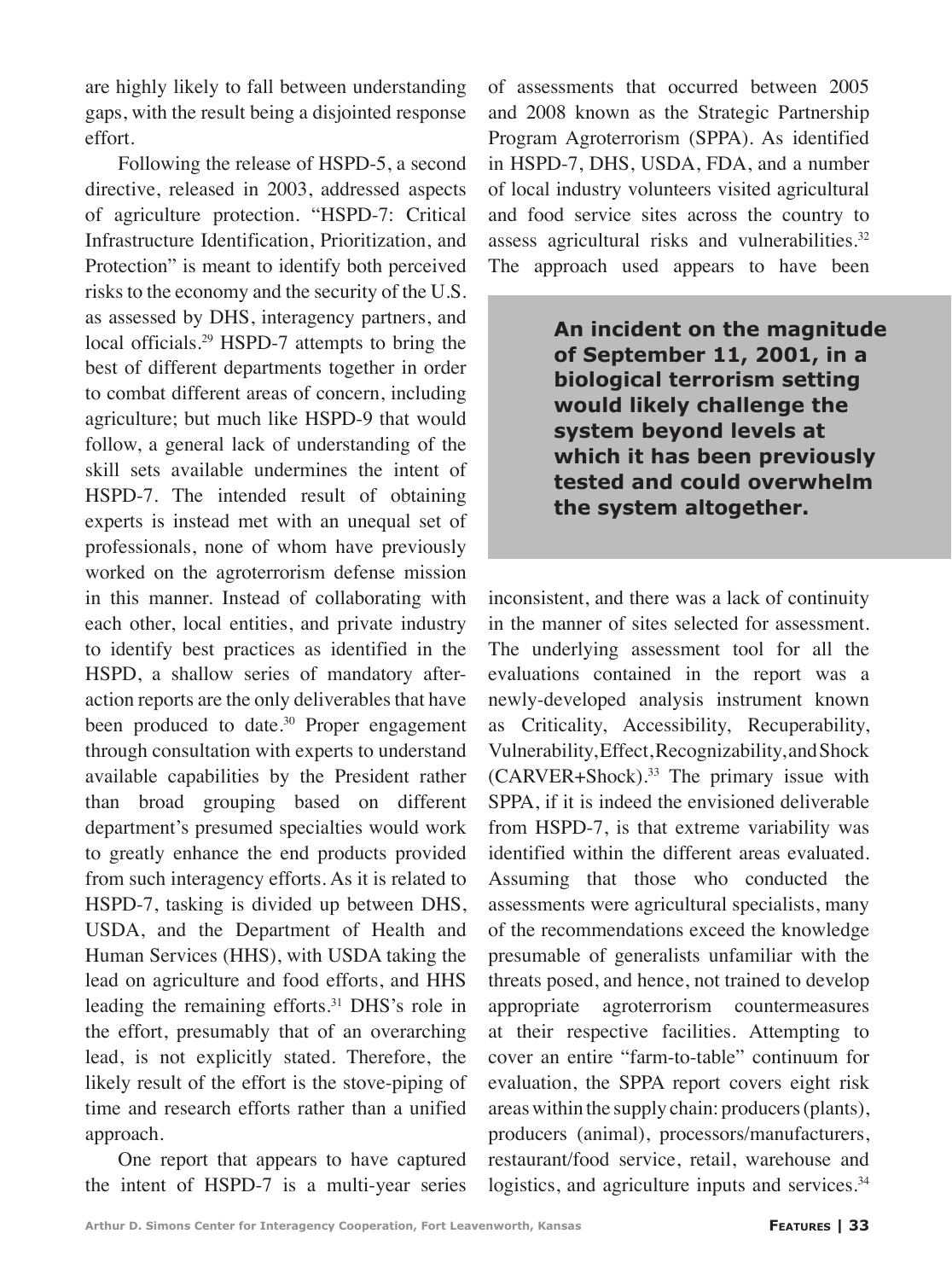are highly likely to fall between understanding gaps, with the result being a disjointed response effort.

Following the release of HSPD-5, a second directive, released in 2003, addressed aspects of agriculture protection. "HSPD-7: Critical Infrastructure Identification, Prioritization, and Protection" is meant to identify both perceived risks to the economy and the security of the U.S. as assessed by DHS, interagency partners, and local officials.[29] HSPD-7 attempts to bring the best of different departments together in order to combat different areas of concern, including agriculture; but much like HSPD-9 that would follow, a general lack of understanding of the skill sets available undermines the intent of HSPD-7. The intended result of obtaining experts is instead met with an unequal set of professionals, none of whom have previously worked on the agroterrorism defense mission in this manner. Instead of collaborating with each other, local entities, and private industry to identify best practices as identified in the HSPD, a shallow series of mandatory after-action reports are the only deliverables that have been produced to date.[30] Proper engagement through consultation with experts to understand available capabilities by the President rather than broad grouping based on different department's presumed specialties would work to greatly enhance the end products provided from such interagency efforts. As it is related to HSPD-7, tasking is divided up between DHS, USDA, and the Department of Health and Human Services (HHS), with USDA taking the lead on agriculture and food efforts, and HHS leading the remaining efforts.[31] DHS's role in the effort, presumably that of an overarching lead, is not explicitly stated. Therefore, the likely result of the effort is the stove-piping of time and research efforts rather than a unified approach.

One report that appears to have captured the intent of HSPD-7 is a multi-year series of assessments that occurred between 2005 and 2008 known as the Strategic Partnership Program Agroterrorism (SPPA). As identified in HSPD-7, DHS, USDA, FDA, and a number of local industry volunteers visited agricultural and food service sites across the country to assess agricultural risks and vulnerabilities.[32] The approach used appears to have been inconsistent, and there was a lack of continuity in the manner of sites selected for assessment. The underlying assessment tool for all the evaluations contained in the report was a newly-developed analysis instrument known as Criticality, Accessibility, Recuperability, Vulnerability, Effect, Recognizability, and Shock (CARVER+Shock).[33] The primary issue with SPPA, if it is indeed the envisioned deliverable from HSPD-7, is that extreme variability was identified within the different areas evaluated. Assuming that those who conducted the assessments were agricultural specialists, many of the recommendations exceed the knowledge presumable of generalists unfamiliar with the threats posed, and hence, not trained to develop appropriate agroterrorism countermeasures at their respective facilities. Attempting to cover an entire "farm-to-table" continuum for evaluation, the SPPA report covers eight risk areas within the supply chain: producers (plants), producers (animal), processors/manufacturers, restaurant/food service, retail, warehouse and logistics, and agriculture inputs and services.[34]

> **An incident on the magnitude of September 11, 2001, in a biological terrorism setting would likely challenge the system beyond levels at which it has been previously tested and could overwhelm the system altogether.**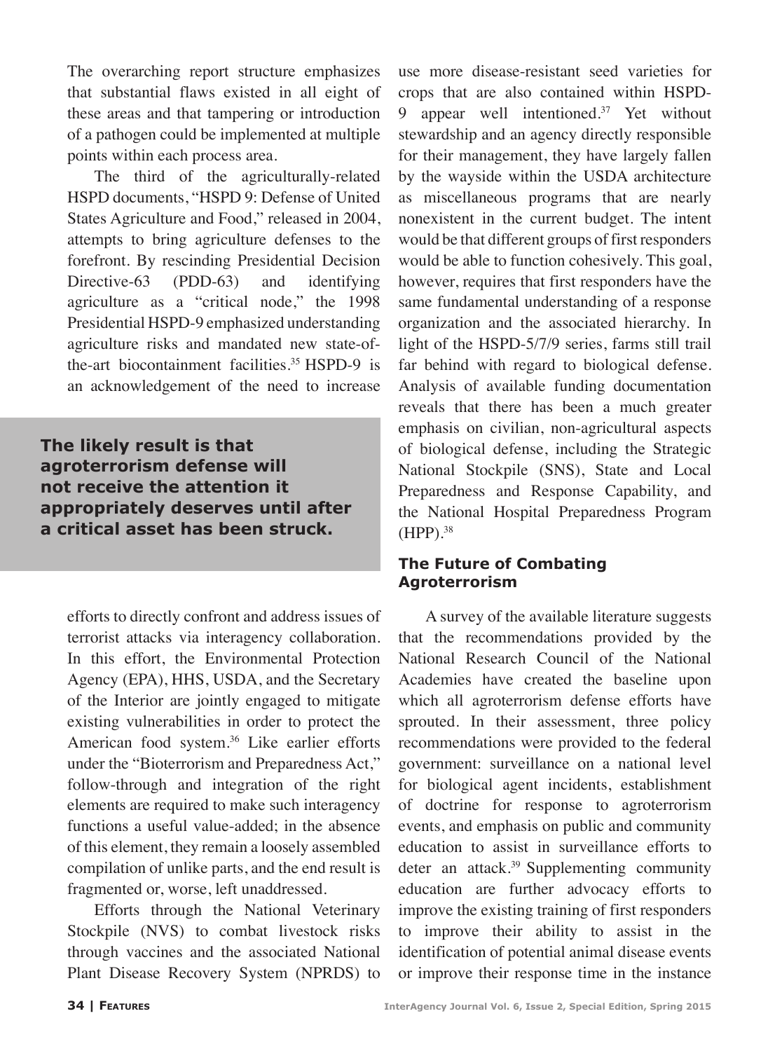The overarching report structure emphasizes that substantial flaws existed in all eight of these areas and that tampering or introduction of a pathogen could be implemented at multiple points within each process area.

The third of the agriculturally-related HSPD documents, "HSPD 9: Defense of United States Agriculture and Food," released in 2004, attempts to bring agriculture defenses to the forefront. By rescinding Presidential Decision Directive-63 (PDD-63) and identifying agriculture as a "critical node," the 1998 Presidential HSPD-9 emphasized understanding agriculture risks and mandated new state-of-the-art biocontainment facilities.[35] HSPD-9 is an acknowledgement of the need to increase efforts to directly confront and address issues of terrorist attacks via interagency collaboration. In this effort, the Environmental Protection Agency (EPA), HHS, USDA, and the Secretary of the Interior are jointly engaged to mitigate existing vulnerabilities in order to protect the American food system.[36] Like earlier efforts under the "Bioterrorism and Preparedness Act," follow-through and integration of the right elements are required to make such interagency functions a useful value-added; in the absence of this element, they remain a loosely assembled compilation of unlike parts, and the end result is fragmented or, worse, left unaddressed.

**The likely result is that agroterrorism defense will not receive the attention it appropriately deserves until after a critical asset has been struck.**

Efforts through the National Veterinary Stockpile (NVS) to combat livestock risks through vaccines and the associated National Plant Disease Recovery System (NPRDS) to use more disease-resistant seed varieties for crops that are also contained within HSPD-9 appear well intentioned.[37] Yet without stewardship and an agency directly responsible for their management, they have largely fallen by the wayside within the USDA architecture as miscellaneous programs that are nearly nonexistent in the current budget. The intent would be that different groups of first responders would be able to function cohesively. This goal, however, requires that first responders have the same fundamental understanding of a response organization and the associated hierarchy. In light of the HSPD-5/7/9 series, farms still trail far behind with regard to biological defense. Analysis of available funding documentation reveals that there has been a much greater emphasis on civilian, non-agricultural aspects of biological defense, including the Strategic National Stockpile (SNS), State and Local Preparedness and Response Capability, and the National Hospital Preparedness Program (HPP).[38]

## The Future of Combating Agroterrorism

A survey of the available literature suggests that the recommendations provided by the National Research Council of the National Academies have created the baseline upon which all agroterrorism defense efforts have sprouted. In their assessment, three policy recommendations were provided to the federal government: surveillance on a national level for biological agent incidents, establishment of doctrine for response to agroterrorism events, and emphasis on public and community education to assist in surveillance efforts to deter an attack.[39] Supplementing community education are further advocacy efforts to improve the existing training of first responders to improve their ability to assist in the identification of potential animal disease events or improve their response time in the instance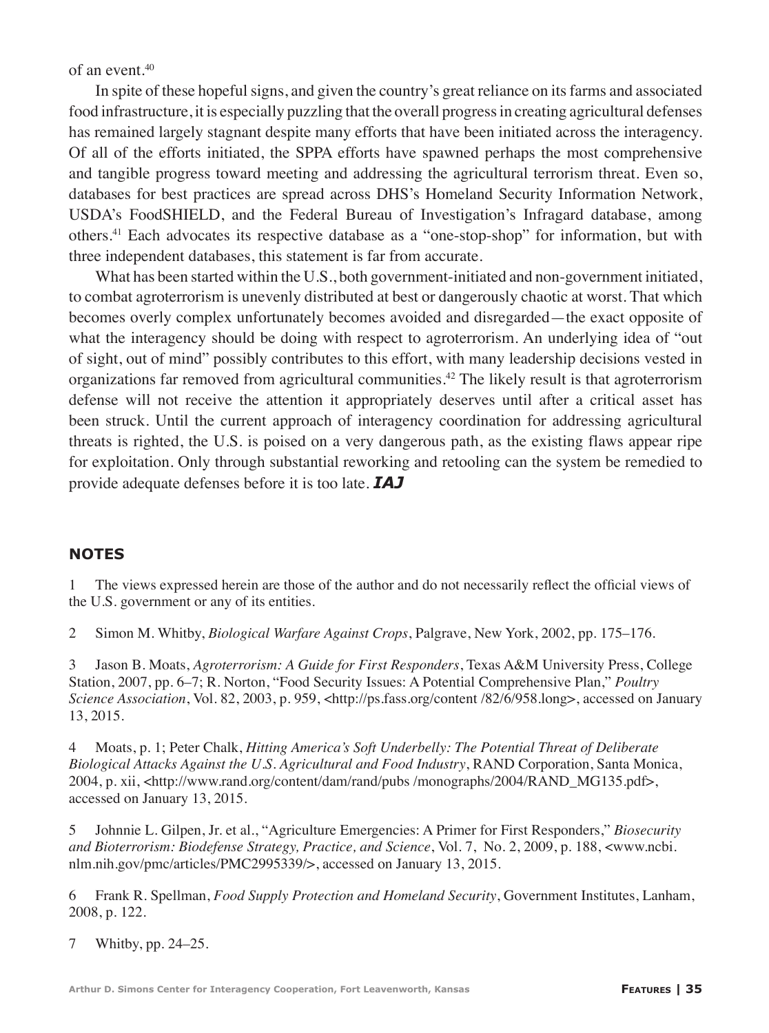of an event.[40]

In spite of these hopeful signs, and given the country's great reliance on its farms and associated food infrastructure, it is especially puzzling that the overall progress in creating agricultural defenses has remained largely stagnant despite many efforts that have been initiated across the interagency. Of all of the efforts initiated, the SPPA efforts have spawned perhaps the most comprehensive and tangible progress toward meeting and addressing the agricultural terrorism threat. Even so, databases for best practices are spread across DHS's Homeland Security Information Network, USDA's FoodSHIELD, and the Federal Bureau of Investigation's Infragard database, among others.[41] Each advocates its respective database as a "one-stop-shop" for information, but with three independent databases, this statement is far from accurate.

What has been started within the U.S., both government-initiated and non-government initiated, to combat agroterrorism is unevenly distributed at best or dangerously chaotic at worst. That which becomes overly complex unfortunately becomes avoided and disregarded—the exact opposite of what the interagency should be doing with respect to agroterrorism. An underlying idea of "out of sight, out of mind" possibly contributes to this effort, with many leadership decisions vested in organizations far removed from agricultural communities.[42] The likely result is that agroterrorism defense will not receive the attention it appropriately deserves until after a critical asset has been struck. Until the current approach of interagency coordination for addressing agricultural threats is righted, the U.S. is poised on a very dangerous path, as the existing flaws appear ripe for exploitation. Only through substantial reworking and retooling can the system be remedied to provide adequate defenses before it is too late. ***IAJ***

## NOTES

1 The views expressed herein are those of the author and do not necessarily reflect the official views of the U.S. government or any of its entities.

2 Simon M. Whitby, *Biological Warfare Against Crops*, Palgrave, New York, 2002, pp. 175–176.

3 Jason B. Moats, *Agroterrorism: A Guide for First Responders*, Texas A&M University Press, College Station, 2007, pp. 6–7; R. Norton, "Food Security Issues: A Potential Comprehensive Plan," *Poultry Science Association*, Vol. 82, 2003, p. 959, <http://ps.fass.org/content /82/6/958.long>, accessed on January 13, 2015.

4 Moats, p. 1; Peter Chalk, *Hitting America's Soft Underbelly: The Potential Threat of Deliberate Biological Attacks Against the U.S. Agricultural and Food Industry*, RAND Corporation, Santa Monica, 2004, p. xii, <http://www.rand.org/content/dam/rand/pubs /monographs/2004/RAND_MG135.pdf>, accessed on January 13, 2015.

5 Johnnie L. Gilpen, Jr. et al., "Agriculture Emergencies: A Primer for First Responders," *Biosecurity and Bioterrorism: Biodefense Strategy, Practice, and Science*, Vol. 7, No. 2, 2009, p. 188, <www.ncbi.nlm.nih.gov/pmc/articles/PMC2995339/>, accessed on January 13, 2015.

6 Frank R. Spellman, *Food Supply Protection and Homeland Security*, Government Institutes, Lanham, 2008, p. 122.

7 Whitby, pp. 24–25.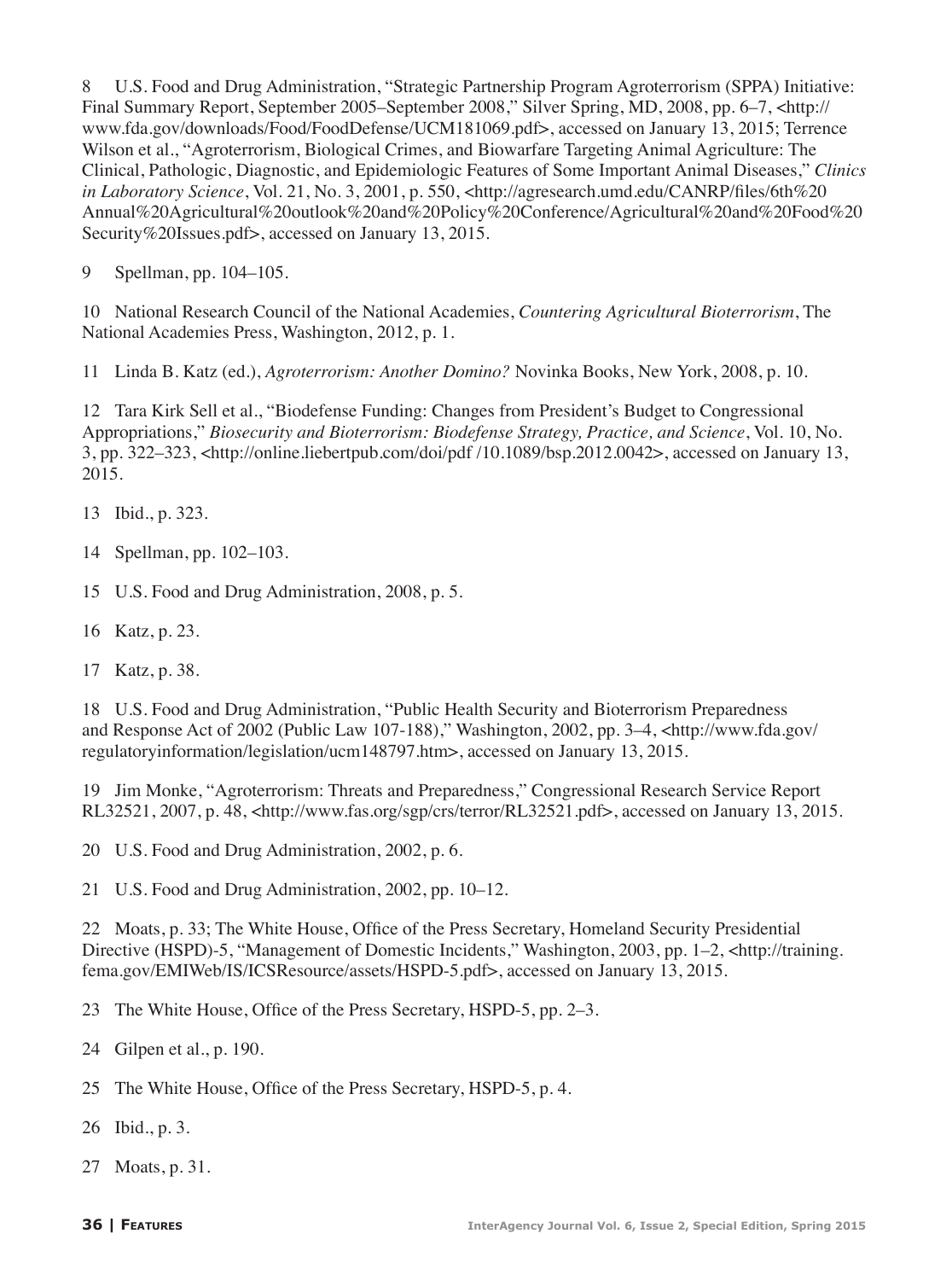8 U.S. Food and Drug Administration, "Strategic Partnership Program Agroterrorism (SPPA) Initiative: Final Summary Report, September 2005–September 2008," Silver Spring, MD, 2008, pp. 6–7, <http://www.fda.gov/downloads/Food/FoodDefense/UCM181069.pdf>, accessed on January 13, 2015; Terrence Wilson et al., "Agroterrorism, Biological Crimes, and Biowarfare Targeting Animal Agriculture: The Clinical, Pathologic, Diagnostic, and Epidemiologic Features of Some Important Animal Diseases," *Clinics in Laboratory Science*, Vol. 21, No. 3, 2001, p. 550, <http://agresearch.umd.edu/CANRP/files/6th%20Annual%20Agricultural%20outlook%20and%20Policy%20Conference/Agricultural%20and%20Food%20Security%20Issues.pdf>, accessed on January 13, 2015.

9 Spellman, pp. 104–105.

10 National Research Council of the National Academies, *Countering Agricultural Bioterrorism*, The National Academies Press, Washington, 2012, p. 1.

11 Linda B. Katz (ed.), *Agroterrorism: Another Domino?* Novinka Books, New York, 2008, p. 10.

12 Tara Kirk Sell et al., "Biodefense Funding: Changes from President's Budget to Congressional Appropriations," *Biosecurity and Bioterrorism: Biodefense Strategy, Practice, and Science*, Vol. 10, No. 3, pp. 322–323, <http://online.liebertpub.com/doi/pdf /10.1089/bsp.2012.0042>, accessed on January 13, 2015.

13 Ibid., p. 323.

14 Spellman, pp. 102–103.

15 U.S. Food and Drug Administration, 2008, p. 5.

16 Katz, p. 23.

17 Katz, p. 38.

18 U.S. Food and Drug Administration, "Public Health Security and Bioterrorism Preparedness and Response Act of 2002 (Public Law 107-188)," Washington, 2002, pp. 3–4, <http://www.fda.gov/regulatoryinformation/legislation/ucm148797.htm>, accessed on January 13, 2015.

19 Jim Monke, "Agroterrorism: Threats and Preparedness," Congressional Research Service Report RL32521, 2007, p. 48, <http://www.fas.org/sgp/crs/terror/RL32521.pdf>, accessed on January 13, 2015.

20 U.S. Food and Drug Administration, 2002, p. 6.

21 U.S. Food and Drug Administration, 2002, pp. 10–12.

22 Moats, p. 33; The White House, Office of the Press Secretary, Homeland Security Presidential Directive (HSPD)-5, "Management of Domestic Incidents," Washington, 2003, pp. 1–2, <http://training.fema.gov/EMIWeb/IS/ICSResource/assets/HSPD-5.pdf>, accessed on January 13, 2015.

23 The White House, Office of the Press Secretary, HSPD-5, pp. 2–3.

24 Gilpen et al., p. 190.

25 The White House, Office of the Press Secretary, HSPD-5, p. 4.

26 Ibid., p. 3.

27 Moats, p. 31.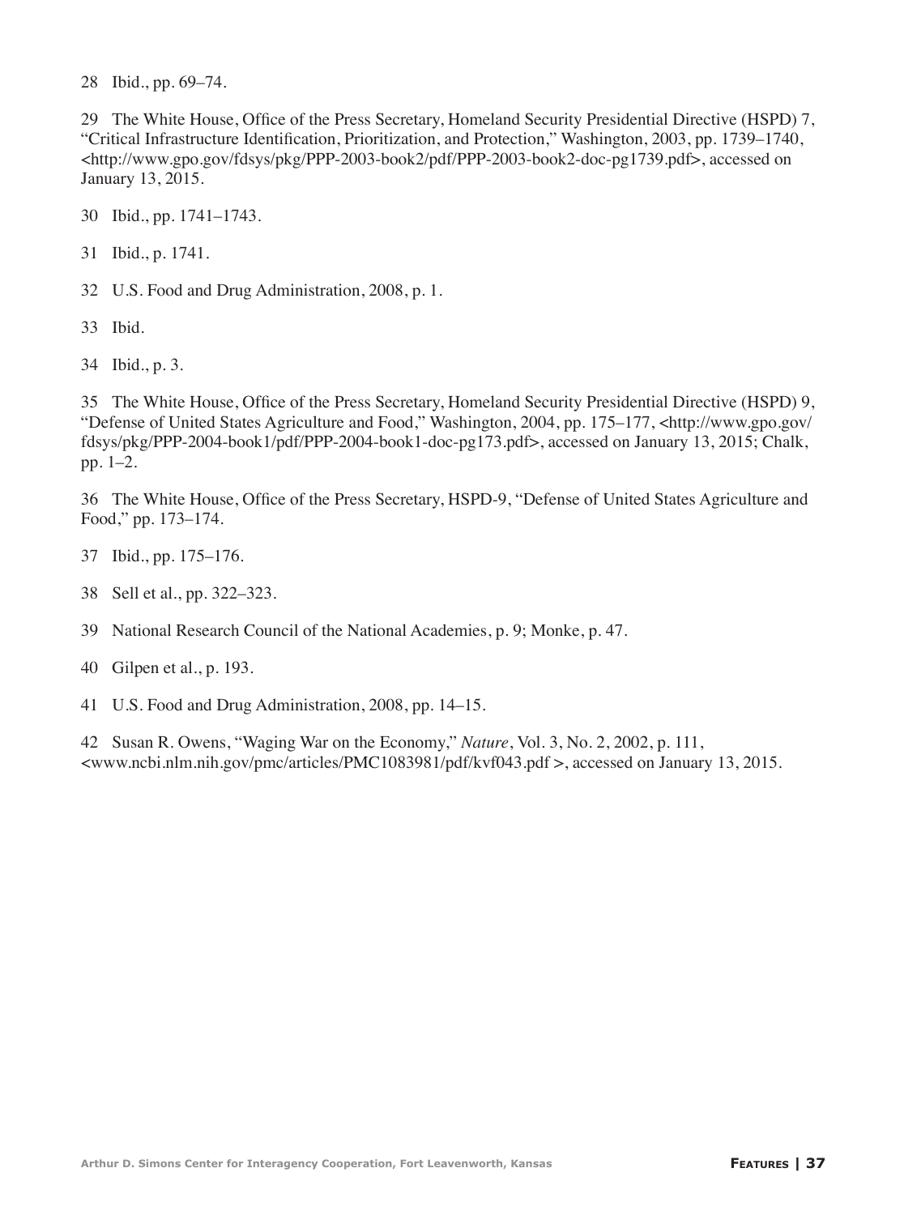28 Ibid., pp. 69–74.

29 The White House, Office of the Press Secretary, Homeland Security Presidential Directive (HSPD) 7, "Critical Infrastructure Identification, Prioritization, and Protection," Washington, 2003, pp. 1739–1740, <http://www.gpo.gov/fdsys/pkg/PPP-2003-book2/pdf/PPP-2003-book2-doc-pg1739.pdf>, accessed on January 13, 2015.

30 Ibid., pp. 1741–1743.

31 Ibid., p. 1741.

32 U.S. Food and Drug Administration, 2008, p. 1.

33 Ibid.

34 Ibid., p. 3.

35 The White House, Office of the Press Secretary, Homeland Security Presidential Directive (HSPD) 9, "Defense of United States Agriculture and Food," Washington, 2004, pp. 175–177, <http://www.gpo.gov/fdsys/pkg/PPP-2004-book1/pdf/PPP-2004-book1-doc-pg173.pdf>, accessed on January 13, 2015; Chalk, pp. 1–2.

36 The White House, Office of the Press Secretary, HSPD-9, "Defense of United States Agriculture and Food," pp. 173–174.

37 Ibid., pp. 175–176.

38 Sell et al., pp. 322–323.

39 National Research Council of the National Academies, p. 9; Monke, p. 47.

40 Gilpen et al., p. 193.

41 U.S. Food and Drug Administration, 2008, pp. 14–15.

42 Susan R. Owens, "Waging War on the Economy," *Nature*, Vol. 3, No. 2, 2002, p. 111, <www.ncbi.nlm.nih.gov/pmc/articles/PMC1083981/pdf/kvf043.pdf >, accessed on January 13, 2015.